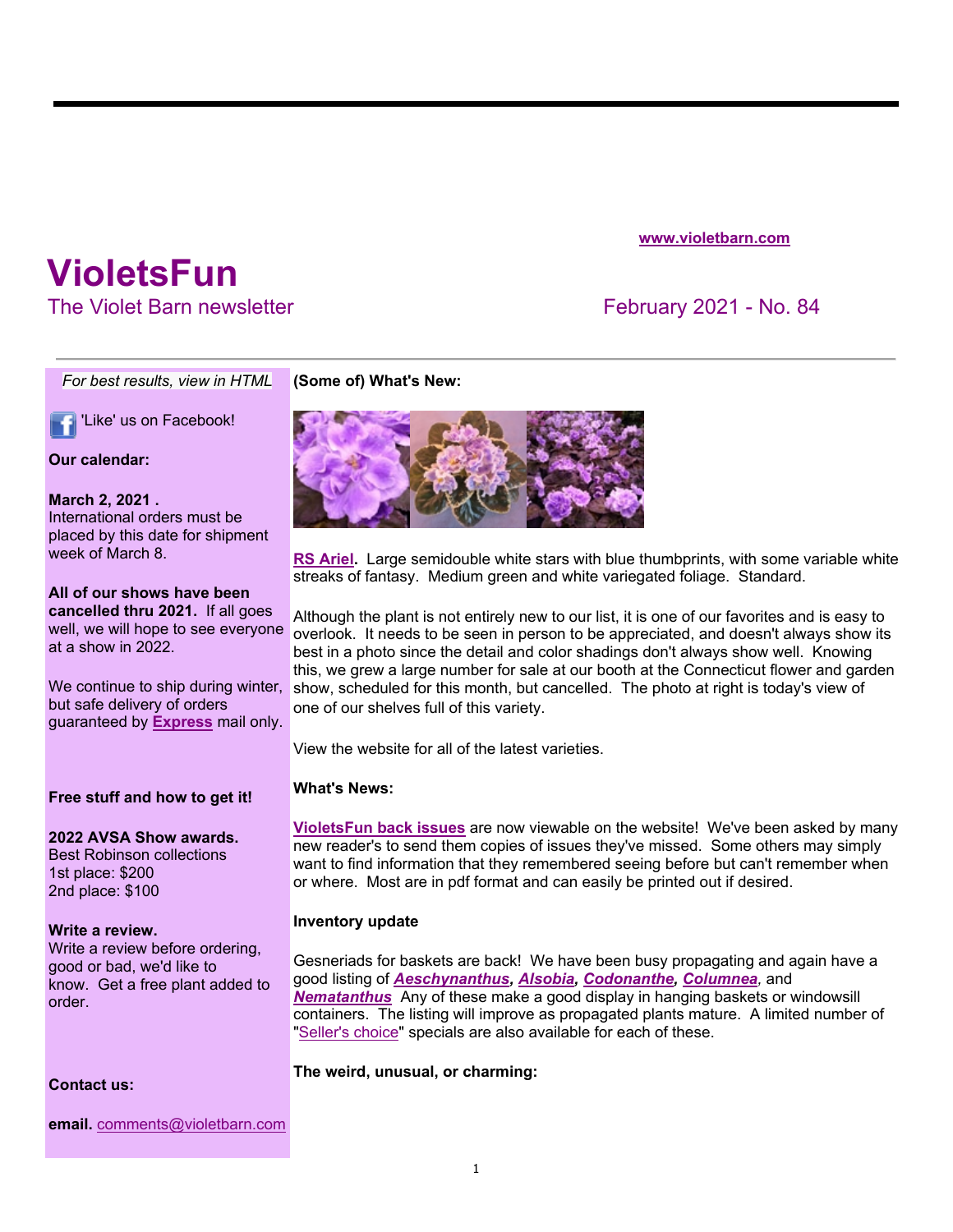www.violetbarn.com

# VioletsFun

The Violet Barn newsletter

February 2021 - No. 84

*For best results, view in HTML*

'Like' us on Facebook!

**Our calendar:**

**March 2, 2021 .**
International orders must be placed by this date for shipment week of March 8.

**All of our shows have been cancelled thru 2021.** If all goes well, we will hope to see everyone at a show in 2022.

We continue to ship during winter, but safe delivery of orders guaranteed by **Express** mail only.

**Free stuff and how to get it!**

**2022 AVSA Show awards.**
Best Robinson collections
1st place: $200
2nd place: $100

**Write a review.**
Write a review before ordering, good or bad, we'd like to know. Get a free plant added to order.

**Contact us:**

**email.** comments@violetbarn.com

**(Some of) What's New:**

**RS Ariel.** Large semidouble white stars with blue thumbprints, with some variable white streaks of fantasy. Medium green and white variegated foliage. Standard.

Although the plant is not entirely new to our list, it is one of our favorites and is easy to overlook. It needs to be seen in person to be appreciated, and doesn't always show its best in a photo since the detail and color shadings don't always show well. Knowing this, we grew a large number for sale at our booth at the Connecticut flower and garden show, scheduled for this month, but cancelled. The photo at right is today's view of one of our shelves full of this variety.

View the website for all of the latest varieties.

**What's News:**

**VioletsFun back issues** are now viewable on the website! We've been asked by many new reader's to send them copies of issues they've missed. Some others may simply want to find information that they remembered seeing before but can't remember when or where. Most are in pdf format and can easily be printed out if desired.

**Inventory update**

Gesneriads for baskets are back! We have been busy propagating and again have a good listing of ***Aeschynanthus***, ***Alsobia***, ***Codonanthe***, ***Columnea***, and ***Nematanthus*** Any of these make a good display in hanging baskets or windowsill containers. The listing will improve as propagated plants mature. A limited number of "Seller's choice" specials are also available for each of these.

**The weird, unusual, or charming:**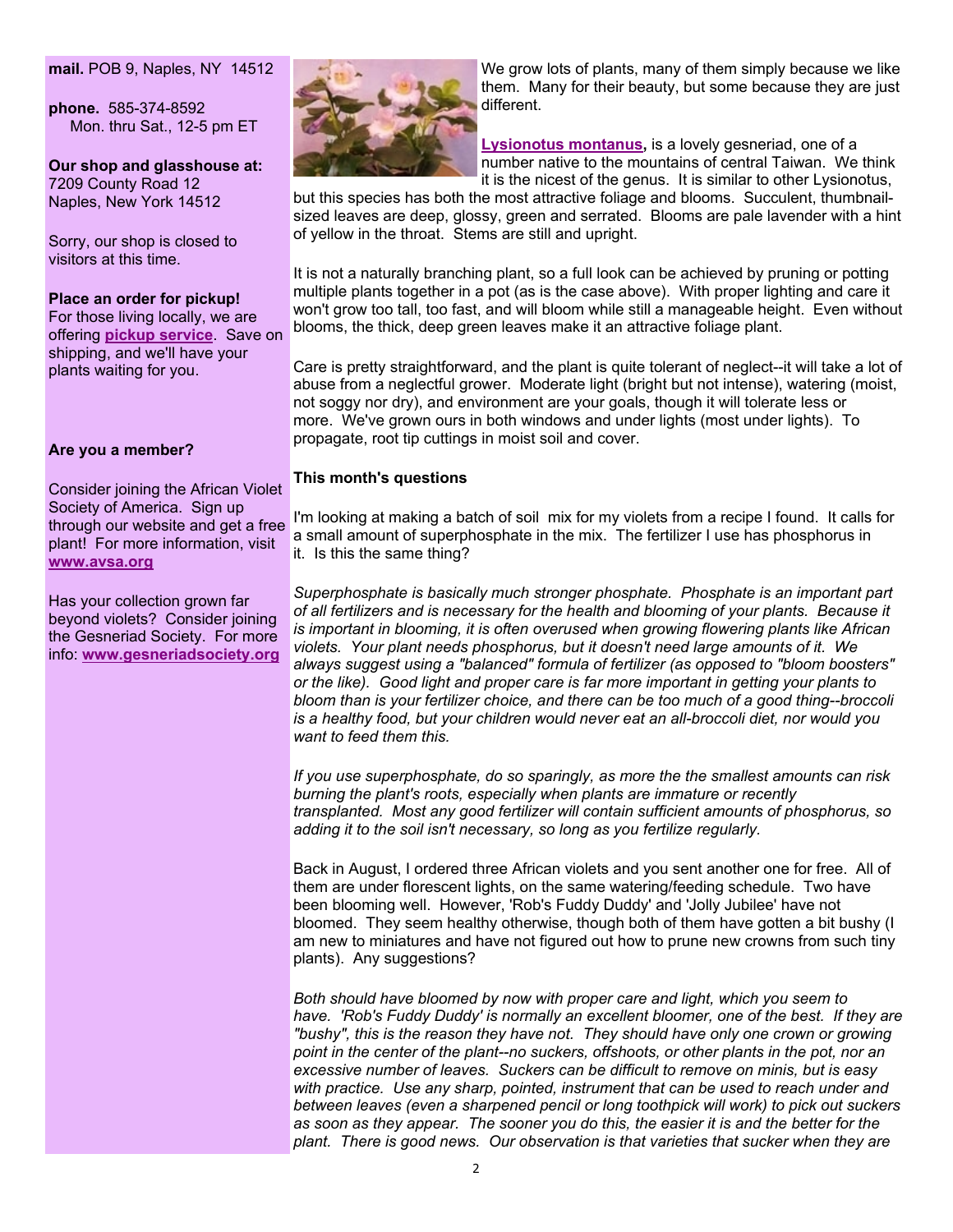**mail.** POB 9, Naples, NY 14512

**phone.** 585-374-8592
Mon. thru Sat., 12-5 pm ET

**Our shop and glasshouse at:**
7209 County Road 12
Naples, New York 14512

Sorry, our shop is closed to visitors at this time.

**Place an order for pickup!**
For those living locally, we are offering **pickup service**. Save on shipping, and we'll have your plants waiting for you.

**Are you a member?**

Consider joining the African Violet Society of America. Sign up through our website and get a free plant! For more information, visit **www.avsa.org**

Has your collection grown far beyond violets? Consider joining the Gesneriad Society. For more info: **www.gesneriadsociety.org**

We grow lots of plants, many of them simply because we like them. Many for their beauty, but some because they are just different.

**Lysionotus montanus,** is a lovely gesneriad, one of a number native to the mountains of central Taiwan. We think it is the nicest of the genus. It is similar to other Lysionotus, but this species has both the most attractive foliage and blooms. Succulent, thumbnail-sized leaves are deep, glossy, green and serrated. Blooms are pale lavender with a hint of yellow in the throat. Stems are still and upright.

It is not a naturally branching plant, so a full look can be achieved by pruning or potting multiple plants together in a pot (as is the case above). With proper lighting and care it won't grow too tall, too fast, and will bloom while still a manageable height. Even without blooms, the thick, deep green leaves make it an attractive foliage plant.

Care is pretty straightforward, and the plant is quite tolerant of neglect--it will take a lot of abuse from a neglectful grower. Moderate light (bright but not intense), watering (moist, not soggy nor dry), and environment are your goals, though it will tolerate less or more. We've grown ours in both windows and under lights (most under lights). To propagate, root tip cuttings in moist soil and cover.

**This month's questions**

I'm looking at making a batch of soil mix for my violets from a recipe I found. It calls for a small amount of superphosphate in the mix. The fertilizer I use has phosphorus in it. Is this the same thing?

*Superphosphate is basically much stronger phosphate. Phosphate is an important part of all fertilizers and is necessary for the health and blooming of your plants. Because it is important in blooming, it is often overused when growing flowering plants like African violets. Your plant needs phosphorus, but it doesn't need large amounts of it. We always suggest using a "balanced" formula of fertilizer (as opposed to "bloom boosters" or the like). Good light and proper care is far more important in getting your plants to bloom than is your fertilizer choice, and there can be too much of a good thing--broccoli is a healthy food, but your children would never eat an all-broccoli diet, nor would you want to feed them this.*

*If you use superphosphate, do so sparingly, as more the the smallest amounts can risk burning the plant's roots, especially when plants are immature or recently transplanted. Most any good fertilizer will contain sufficient amounts of phosphorus, so adding it to the soil isn't necessary, so long as you fertilize regularly.*

Back in August, I ordered three African violets and you sent another one for free. All of them are under florescent lights, on the same watering/feeding schedule. Two have been blooming well. However, 'Rob's Fuddy Duddy' and 'Jolly Jubilee' have not bloomed. They seem healthy otherwise, though both of them have gotten a bit bushy (I am new to miniatures and have not figured out how to prune new crowns from such tiny plants). Any suggestions?

*Both should have bloomed by now with proper care and light, which you seem to have. 'Rob's Fuddy Duddy' is normally an excellent bloomer, one of the best. If they are "bushy", this is the reason they have not. They should have only one crown or growing point in the center of the plant--no suckers, offshoots, or other plants in the pot, nor an excessive number of leaves. Suckers can be difficult to remove on minis, but is easy with practice. Use any sharp, pointed, instrument that can be used to reach under and between leaves (even a sharpened pencil or long toothpick will work) to pick out suckers as soon as they appear. The sooner you do this, the easier it is and the better for the plant. There is good news. Our observation is that varieties that sucker when they are*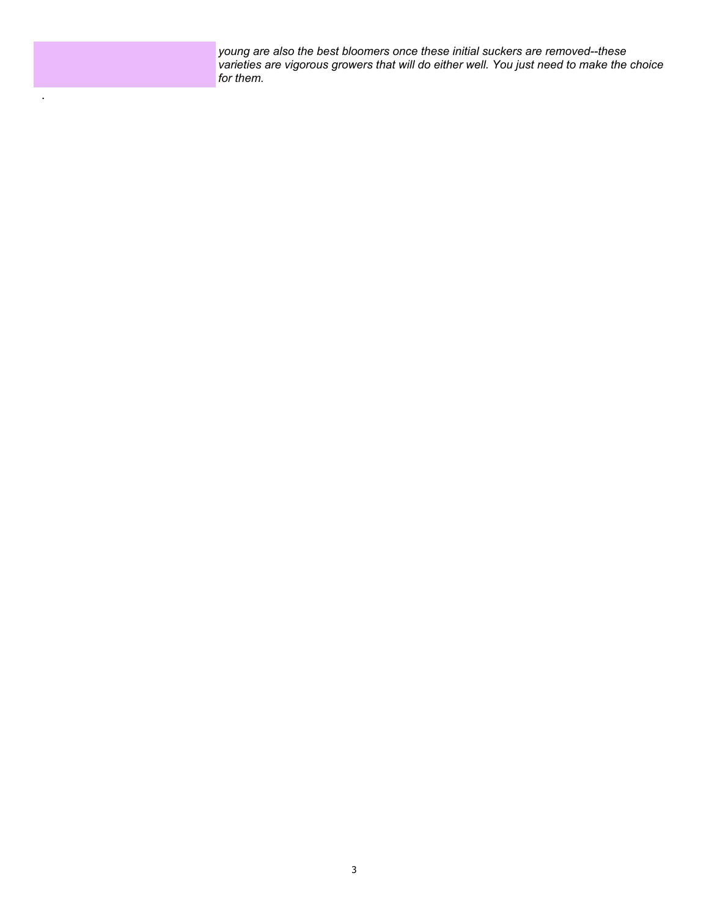*young are also the best bloomers once these initial suckers are removed--these varieties are vigorous growers that will do either well. You just need to make the choice for them.*

.